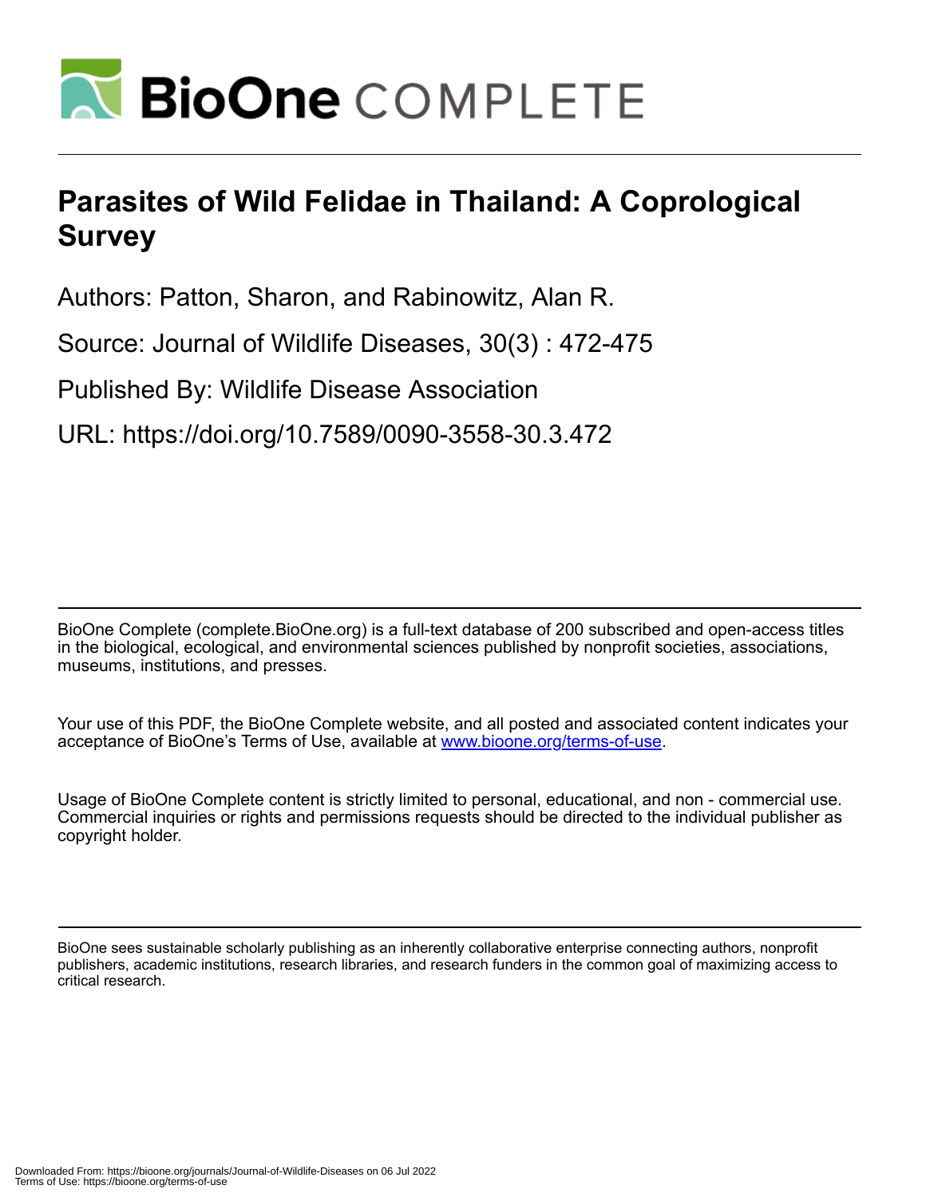# Parasites of Wild Felidae in Thailand: A Coprological Survey

Authors: Patton, Sharon, and Rabinowitz, Alan R.

Source: Journal of Wildlife Diseases, 30(3) : 472-475

Published By: Wildlife Disease Association

URL: https://doi.org/10.7589/0090-3558-30.3.472

BioOne Complete (complete.BioOne.org) is a full-text database of 200 subscribed and open-access titles in the biological, ecological, and environmental sciences published by nonprofit societies, associations, museums, institutions, and presses.

Your use of this PDF, the BioOne Complete website, and all posted and associated content indicates your acceptance of BioOne's Terms of Use, available at www.bioone.org/terms-of-use.

Usage of BioOne Complete content is strictly limited to personal, educational, and non - commercial use. Commercial inquiries or rights and permissions requests should be directed to the individual publisher as copyright holder.

BioOne sees sustainable scholarly publishing as an inherently collaborative enterprise connecting authors, nonprofit publishers, academic institutions, research libraries, and research funders in the common goal of maximizing access to critical research.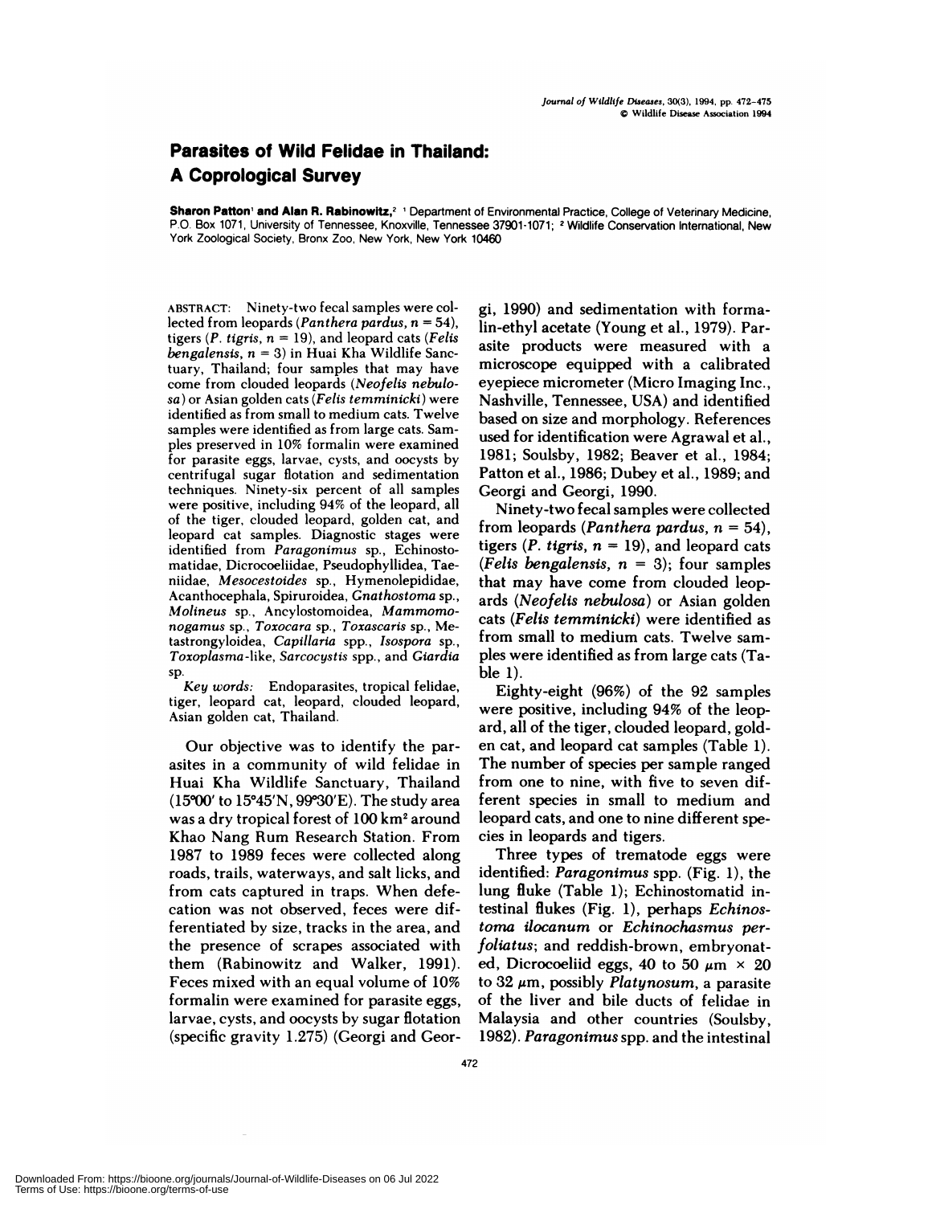# Parasites of Wild Felidae in Thailand: A Coprological Survey

**Sharon Patton**[1] **and Alan R. Rabinowitz,**[2] [1] Department of Environmental Practice, College of Veterinary Medicine, P.O. Box 1071, University of Tennessee, Knoxville, Tennessee 37901-1071; [2] Wildlife Conservation International, New York Zoological Society, Bronx Zoo, New York, New York 10460

ABSTRACT: Ninety-two fecal samples were collected from leopards (*Panthera pardus*, $n = 54$), tigers (*P. tigris*, $n = 19$), and leopard cats (*Felis bengalensis*, $n = 3$) in Huai Kha Wildlife Sanctuary, Thailand; four samples that may have come from clouded leopards (*Neofelis nebulosa*) or Asian golden cats (*Felis temminicki*) were identified as from small to medium cats. Twelve samples were identified as from large cats. Samples preserved in 10% formalin were examined for parasite eggs, larvae, cysts, and oocysts by centrifugal sugar flotation and sedimentation techniques. Ninety-six percent of all samples were positive, including 94% of the leopard, all of the tiger, clouded leopard, golden cat, and leopard cat samples. Diagnostic stages were identified from *Paragonimus* sp., Echinostomatidae, Dicrocoeliidae, Pseudophyllidea, Taeniidae, *Mesocestoides* sp., Hymenolepididae, Acanthocephala, Spiruroidea, *Gnathostoma* sp., *Molineus* sp., Ancylostomoidea, *Mammomonogamus* sp., *Toxocara* sp., *Toxascaris* sp., Metastrongyloidea, *Capillaria* spp., *Isospora* sp., *Toxoplasma*-like, *Sarcocystis* spp., and *Giardia* sp.

*Key words:* Endoparasites, tropical felidae, tiger, leopard cat, leopard, clouded leopard, Asian golden cat, Thailand.

Our objective was to identify the parasites in a community of wild felidae in Huai Kha Wildlife Sanctuary, Thailand (15°00′ to 15°45′N, 99°30′E). The study area was a dry tropical forest of 100 km² around Khao Nang Rum Research Station. From 1987 to 1989 feces were collected along roads, trails, waterways, and salt licks, and from cats captured in traps. When defecation was not observed, feces were differentiated by size, tracks in the area, and the presence of scrapes associated with them (Rabinowitz and Walker, 1991). Feces mixed with an equal volume of 10% formalin were examined for parasite eggs, larvae, cysts, and oocysts by sugar flotation (specific gravity 1.275) (Georgi and Georgi, 1990) and sedimentation with formalin-ethyl acetate (Young et al., 1979). Parasite products were measured with a microscope equipped with a calibrated eyepiece micrometer (Micro Imaging Inc., Nashville, Tennessee, USA) and identified based on size and morphology. References used for identification were Agrawal et al., 1981; Soulsby, 1982; Beaver et al., 1984; Patton et al., 1986; Dubey et al., 1989; and Georgi and Georgi, 1990.

Ninety-two fecal samples were collected from leopards (*Panthera pardus*, $n = 54$), tigers (*P. tigris*, $n = 19$), and leopard cats (*Felis bengalensis*, $n = 3$); four samples that may have come from clouded leopards (*Neofelis nebulosa*) or Asian golden cats (*Felis temminicki*) were identified as from small to medium cats. Twelve samples were identified as from large cats (Table 1).

Eighty-eight (96%) of the 92 samples were positive, including 94% of the leopard, all of the tiger, clouded leopard, golden cat, and leopard cat samples (Table 1). The number of species per sample ranged from one to nine, with five to seven different species in small to medium and leopard cats, and one to nine different species in leopards and tigers.

Three types of trematode eggs were identified: *Paragonimus* spp. (Fig. 1), the lung fluke (Table 1); Echinostomatid intestinal flukes (Fig. 1), perhaps *Echinostoma ilocanum* or *Echinochasmus perfoliatus*; and reddish-brown, embryonated, Dicrocoeliid eggs, 40 to 50 µm × 20 to 32 µm, possibly *Platynosum*, a parasite of the liver and bile ducts of felidae in Malaysia and other countries (Soulsby, 1982). *Paragonimus* spp. and the intestinal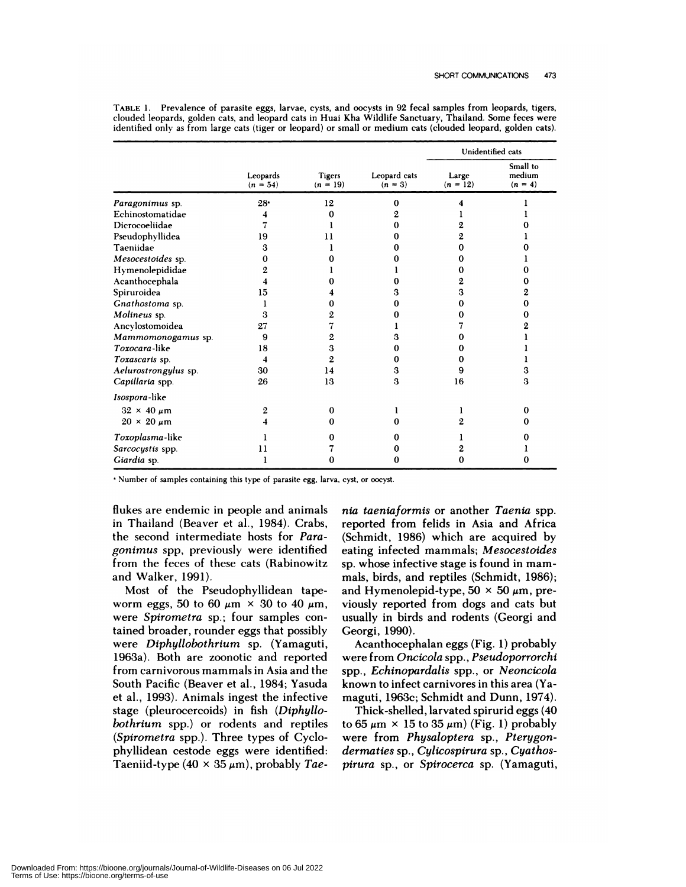TABLE 1. Prevalence of parasite eggs, larvae, cysts, and oocysts in 92 fecal samples from leopards, tigers, clouded leopards, golden cats, and leopard cats in Huai Kha Wildlife Sanctuary, Thailand. Some feces were identified only as from large cats (tiger or leopard) or small or medium cats (clouded leopard, golden cats).

| | Leopards ($n$ = 54) | Tigers ($n$ = 19) | Leopard cats ($n$ = 3) | Unidentified cats: Large ($n$ = 12) | Unidentified cats: Small to medium ($n$ = 4) |
|---|---|---|---|---|---|
| *Paragonimus* sp. | 28[a] | 12 | 0 | 4 | 1 |
| Echinostomatidae | 4 | 0 | 2 | 1 | 1 |
| Dicrocoeliidae | 7 | 1 | 0 | 2 | 0 |
| Pseudophyllidea | 19 | 11 | 0 | 2 | 1 |
| Taeniidae | 3 | 1 | 0 | 0 | 0 |
| *Mesocestoides* sp. | 0 | 0 | 0 | 0 | 1 |
| Hymenolepididae | 2 | 1 | 1 | 0 | 0 |
| Acanthocephala | 4 | 0 | 0 | 2 | 0 |
| Spiruroidea | 15 | 4 | 3 | 3 | 2 |
| *Gnathostoma* sp. | 1 | 0 | 0 | 0 | 0 |
| *Molineus* sp. | 3 | 2 | 0 | 0 | 0 |
| Ancylostomoidea | 27 | 7 | 1 | 7 | 2 |
| *Mammomonogamus* sp. | 9 | 2 | 3 | 0 | 1 |
| *Toxocara*-like | 18 | 3 | 0 | 0 | 1 |
| *Toxascaris* sp. | 4 | 2 | 0 | 0 | 1 |
| *Aelurostrongylus* sp. | 30 | 14 | 3 | 9 | 3 |
| *Capillaria* spp. | 26 | 13 | 3 | 16 | 3 |
| *Isospora*-like | | | | | |
| 32 × 40 μm | 2 | 0 | 1 | 1 | 0 |
| 20 × 20 μm | 4 | 0 | 0 | 2 | 0 |
| *Toxoplasma*-like | 1 | 0 | 0 | 1 | 0 |
| *Sarcocystis* spp. | 11 | 7 | 0 | 2 | 1 |
| *Giardia* sp. | 1 | 0 | 0 | 0 | 0 |

[a] Number of samples containing this type of parasite egg, larva, cyst, or oocyst.

flukes are endemic in people and animals in Thailand (Beaver et al., 1984). Crabs, the second intermediate hosts for *Paragonimus* spp, previously were identified from the feces of these cats (Rabinowitz and Walker, 1991).

Most of the Pseudophyllidean tapeworm eggs, 50 to 60 μm × 30 to 40 μm, were *Spirometra* sp.; four samples contained broader, rounder eggs that possibly were *Diphyllobothrium* sp. (Yamaguti, 1963a). Both are zoonotic and reported from carnivorous mammals in Asia and the South Pacific (Beaver et al., 1984; Yasuda et al., 1993). Animals ingest the infective stage (pleurocercoids) in fish (*Diphyllobothrium* spp.) or rodents and reptiles (*Spirometra* spp.). Three types of Cyclophyllidean cestode eggs were identified: Taeniid-type (40 × 35 μm), probably *Taenia taeniaformis* or another *Taenia* spp. reported from felids in Asia and Africa (Schmidt, 1986) which are acquired by eating infected mammals; *Mesocestoides* sp. whose infective stage is found in mammals, birds, and reptiles (Schmidt, 1986); and Hymenolepid-type, 50 × 50 μm, previously reported from dogs and cats but usually in birds and rodents (Georgi and Georgi, 1990).

Acanthocephalan eggs (Fig. 1) probably were from *Oncicola* spp., *Pseudoporrorchi* spp., *Echinopardalis* spp., or *Neoncicola* known to infect carnivores in this area (Yamaguti, 1963c; Schmidt and Dunn, 1974).

Thick-shelled, larvated spirurid eggs (40 to 65 μm × 15 to 35 μm) (Fig. 1) probably were from *Physaloptera* sp., *Pterygondermaties* sp., *Cylicospirura* sp., *Cyathospirura* sp., or *Spirocerca* sp. (Yamaguti,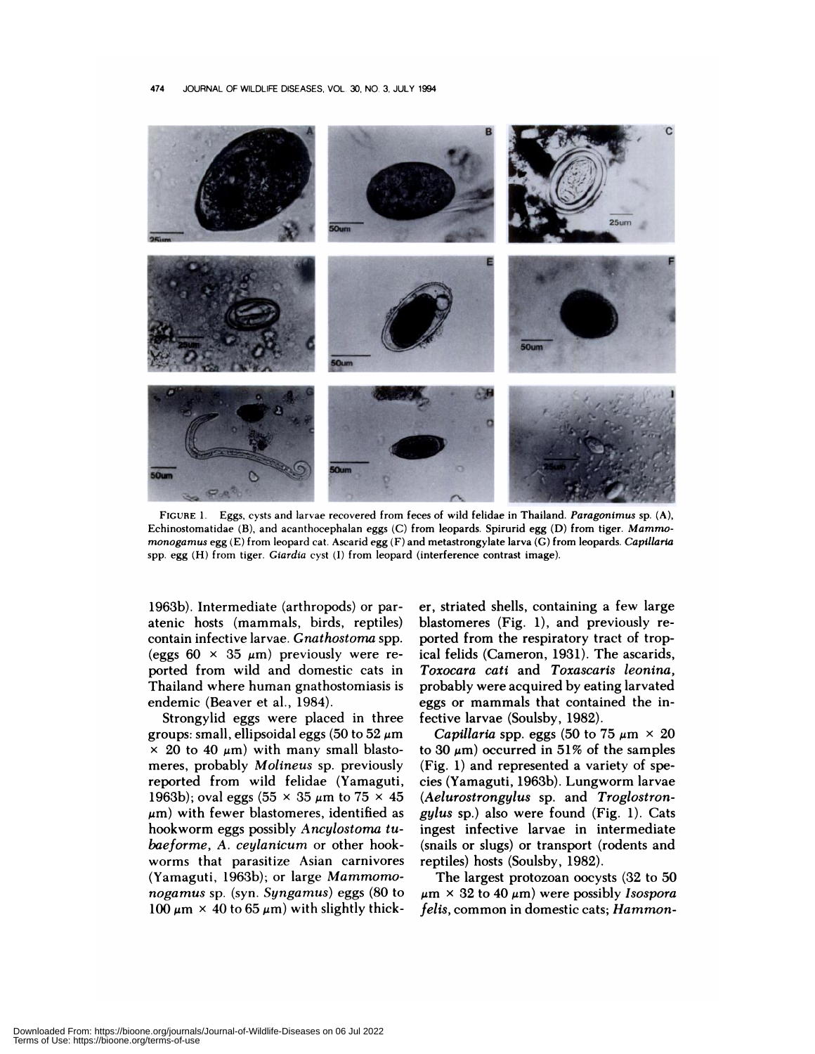FIGURE 1. Eggs, cysts and larvae recovered from feces of wild felidae in Thailand. *Paragonimus* sp. (A), Echinostomatidae (B), and acanthocephalan eggs (C) from leopards. Spirurid egg (D) from tiger. *Mammomonogamus* egg (E) from leopard cat. Ascarid egg (F) and metastrongylate larva (G) from leopards. *Capillaria* spp. egg (H) from tiger. *Giardia* cyst (I) from leopard (interference contrast image).

1963b). Intermediate (arthropods) or paratenic hosts (mammals, birds, reptiles) contain infective larvae. *Gnathostoma* spp. (eggs 60 × 35 μm) previously were reported from wild and domestic cats in Thailand where human gnathostomiasis is endemic (Beaver et al., 1984).

Strongylid eggs were placed in three groups: small, ellipsoidal eggs (50 to 52 μm × 20 to 40 μm) with many small blastomeres, probably *Molineus* sp. previously reported from wild felidae (Yamaguti, 1963b); oval eggs (55 × 35 μm to 75 × 45 μm) with fewer blastomeres, identified as hookworm eggs possibly *Ancylostoma tubaeforme*, *A. ceylanicum* or other hookworms that parasitize Asian carnivores (Yamaguti, 1963b); or large *Mammomonogamus* sp. (syn. *Syngamus*) eggs (80 to 100 μm × 40 to 65 μm) with slightly thicker, striated shells, containing a few large blastomeres (Fig. 1), and previously reported from the respiratory tract of tropical felids (Cameron, 1931). The ascarids, *Toxocara cati* and *Toxascaris leonina*, probably were acquired by eating larvated eggs or mammals that contained the infective larvae (Soulsby, 1982).

*Capillaria* spp. eggs (50 to 75 μm × 20 to 30 μm) occurred in 51% of the samples (Fig. 1) and represented a variety of species (Yamaguti, 1963b). Lungworm larvae (*Aelurostrongylus* sp. and *Troglostrongylus* sp.) also were found (Fig. 1). Cats ingest infective larvae in intermediate (snails or slugs) or transport (rodents and reptiles) hosts (Soulsby, 1982).

The largest protozoan oocysts (32 to 50 μm × 32 to 40 μm) were possibly *Isospora felis*, common in domestic cats; *Hammon-*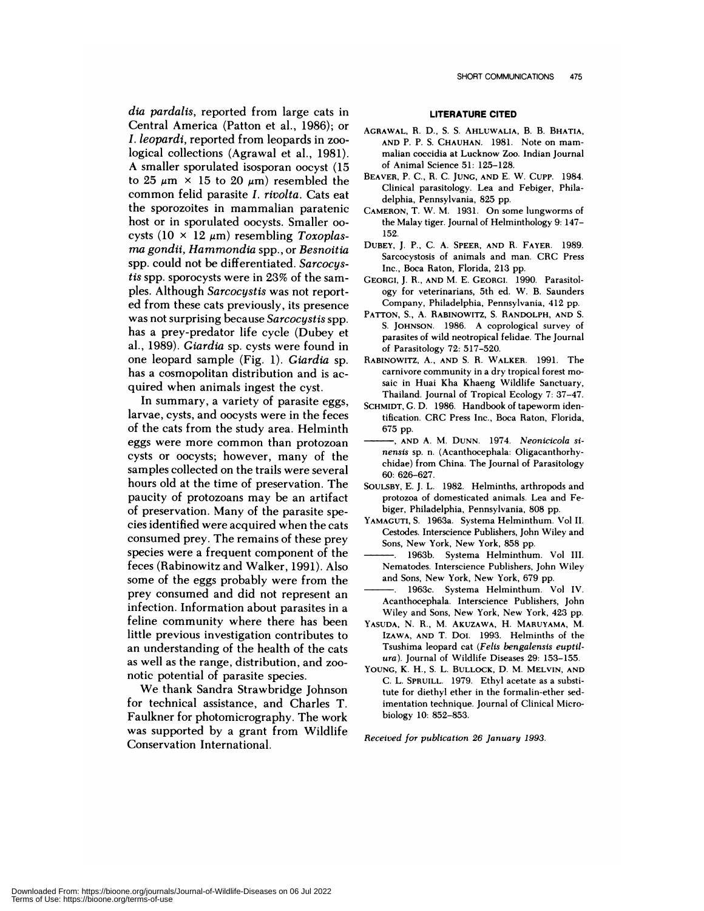*dia pardalis*, reported from large cats in Central America (Patton et al., 1986); or *I. leopardi*, reported from leopards in zoological collections (Agrawal et al., 1981). A smaller sporulated isosporan oocyst (15 to 25 $\mu$m × 15 to 20 $\mu$m) resembled the common felid parasite *I. rivolta*. Cats eat the sporozoites in mammalian paratenic host or in sporulated oocysts. Smaller oocysts (10 × 12 $\mu$m) resembling *Toxoplasma gondii*, *Hammondia* spp., or *Besnoitia* spp. could not be differentiated. *Sarcocystis* spp. sporocysts were in 23% of the samples. Although *Sarcocystis* was not reported from these cats previously, its presence was not surprising because *Sarcocystis* spp. has a prey-predator life cycle (Dubey et al., 1989). *Giardia* sp. cysts were found in one leopard sample (Fig. 1). *Giardia* sp. has a cosmopolitan distribution and is acquired when animals ingest the cyst.

In summary, a variety of parasite eggs, larvae, cysts, and oocysts were in the feces of the cats from the study area. Helminth eggs were more common than protozoan cysts or oocysts; however, many of the samples collected on the trails were several hours old at the time of preservation. The paucity of protozoans may be an artifact of preservation. Many of the parasite species identified were acquired when the cats consumed prey. The remains of these prey species were a frequent component of the feces (Rabinowitz and Walker, 1991). Also some of the eggs probably were from the prey consumed and did not represent an infection. Information about parasites in a feline community where there has been little previous investigation contributes to an understanding of the health of the cats as well as the range, distribution, and zoonotic potential of parasite species.

We thank Sandra Strawbridge Johnson for technical assistance, and Charles T. Faulkner for photomicrography. The work was supported by a grant from Wildlife Conservation International.

## LITERATURE CITED

AGRAWAL, R. D., S. S. AHLUWALIA, B. B. BHATIA, AND P. P. S. CHAUHAN. 1981. Note on mammalian coccidia at Lucknow Zoo. Indian Journal of Animal Science 51: 125–128.

BEAVER, P. C., R. C. JUNG, AND E. W. CUPP. 1984. Clinical parasitology. Lea and Febiger, Philadelphia, Pennsylvania, 825 pp.

CAMERON, T. W. M. 1931. On some lungworms of the Malay tiger. Journal of Helminthology 9: 147–152.

DUBEY, J. P., C. A. SPEER, AND R. FAYER. 1989. Sarcocystosis of animals and man. CRC Press Inc., Boca Raton, Florida, 213 pp.

GEORGI, J. R., AND M. E. GEORGI. 1990. Parasitology for veterinarians, 5th ed. W. B. Saunders Company, Philadelphia, Pennsylvania, 412 pp.

PATTON, S., A. RABINOWITZ, S. RANDOLPH, AND S. S. JOHNSON. 1986. A coprological survey of parasites of wild neotropical felidae. The Journal of Parasitology 72: 517–520.

RABINOWITZ, A., AND S. R. WALKER. 1991. The carnivore community in a dry tropical forest mosaic in Huai Kha Khaeng Wildlife Sanctuary, Thailand. Journal of Tropical Ecology 7: 37–47.

SCHMIDT, G. D. 1986. Handbook of tapeworm identification. CRC Press Inc., Boca Raton, Florida, 675 pp.

———, AND A. M. DUNN. 1974. *Neonicicola sinensis* sp. n. (Acanthocephala: Oligacanthorhychidae) from China. The Journal of Parasitology 60: 626–627.

SOULSBY, E. J. L. 1982. Helminths, arthropods and protozoa of domesticated animals. Lea and Febiger, Philadelphia, Pennsylvania, 808 pp.

YAMAGUTI, S. 1963a. Systema Helminthum. Vol II. Cestodes. Interscience Publishers, John Wiley and Sons, New York, New York, 858 pp.

———. 1963b. Systema Helminthum. Vol III. Nematodes. Interscience Publishers, John Wiley and Sons, New York, New York, 679 pp.

———. 1963c. Systema Helminthum. Vol IV. Acanthocephala. Interscience Publishers, John Wiley and Sons, New York, New York, 423 pp.

YASUDA, N. R., M. AKUZAWA, H. MARUYAMA, M. IZAWA, AND T. DOI. 1993. Helminths of the Tsushima leopard cat (*Felis bengalensis euptilura*). Journal of Wildlife Diseases 29: 153–155.

YOUNG, K. H., S. L. BULLOCK, D. M. MELVIN, AND C. L. SPRUILL. 1979. Ethyl acetate as a substitute for diethyl ether in the formalin-ether sedimentation technique. Journal of Clinical Microbiology 10: 852–853.

*Received for publication 26 January 1993.*